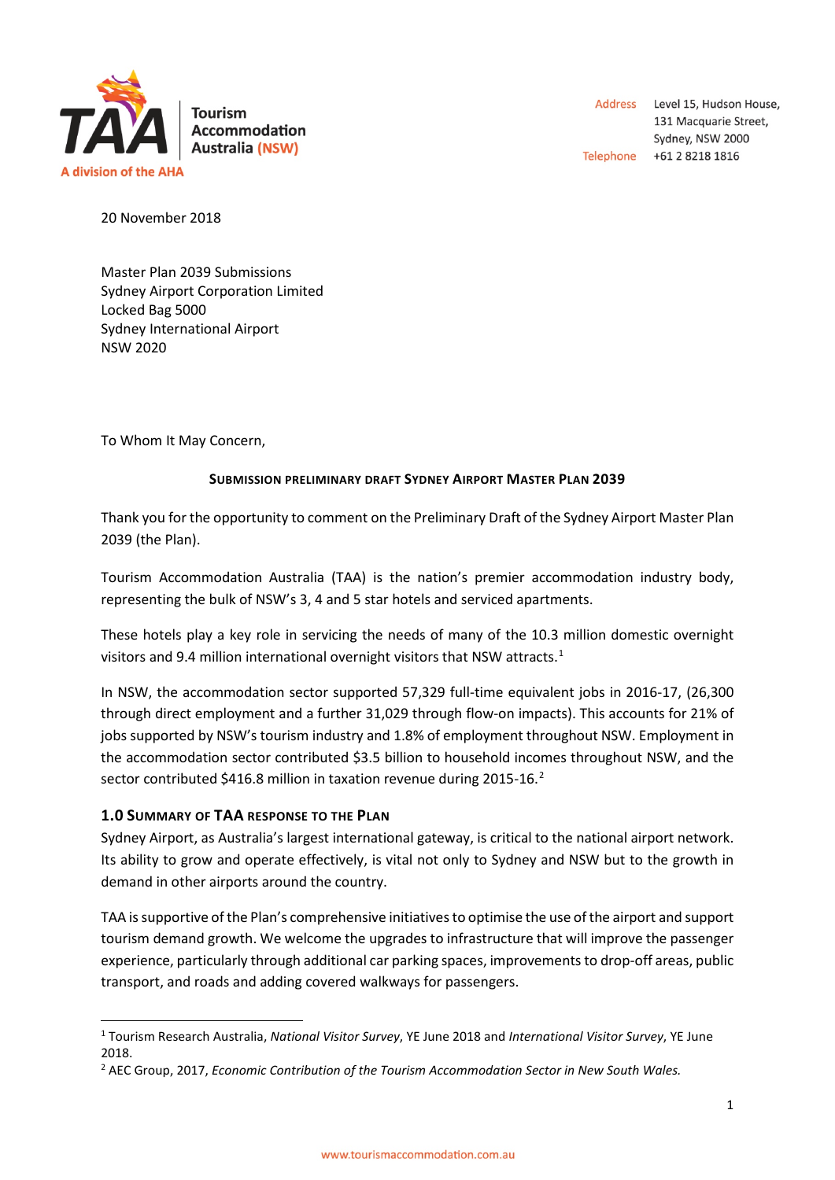Tourism Accommodation Australia (NSW)
A division of the AHA

Address: Level 15, Hudson House, 131 Macquarie Street, Sydney, NSW 2000
Telephone: +61 2 8218 1816

20 November 2018

Master Plan 2039 Submissions
Sydney Airport Corporation Limited
Locked Bag 5000
Sydney International Airport
NSW 2020

To Whom It May Concern,

**SUBMISSION PRELIMINARY DRAFT SYDNEY AIRPORT MASTER PLAN 2039**

Thank you for the opportunity to comment on the Preliminary Draft of the Sydney Airport Master Plan 2039 (the Plan).

Tourism Accommodation Australia (TAA) is the nation's premier accommodation industry body, representing the bulk of NSW's 3, 4 and 5 star hotels and serviced apartments.

These hotels play a key role in servicing the needs of many of the 10.3 million domestic overnight visitors and 9.4 million international overnight visitors that NSW attracts.[1]

In NSW, the accommodation sector supported 57,329 full-time equivalent jobs in 2016-17, (26,300 through direct employment and a further 31,029 through flow-on impacts). This accounts for 21% of jobs supported by NSW's tourism industry and 1.8% of employment throughout NSW. Employment in the accommodation sector contributed $3.5 billion to household incomes throughout NSW, and the sector contributed $416.8 million in taxation revenue during 2015-16.[2]

## 1.0 SUMMARY OF TAA RESPONSE TO THE PLAN

Sydney Airport, as Australia's largest international gateway, is critical to the national airport network. Its ability to grow and operate effectively, is vital not only to Sydney and NSW but to the growth in demand in other airports around the country.

TAA is supportive of the Plan's comprehensive initiatives to optimise the use of the airport and support tourism demand growth. We welcome the upgrades to infrastructure that will improve the passenger experience, particularly through additional car parking spaces, improvements to drop-off areas, public transport, and roads and adding covered walkways for passengers.

---

[1] Tourism Research Australia, *National Visitor Survey*, YE June 2018 and *International Visitor Survey*, YE June 2018.

[2] AEC Group, 2017, *Economic Contribution of the Tourism Accommodation Sector in New South Wales.*

www.tourismaccommodation.com.au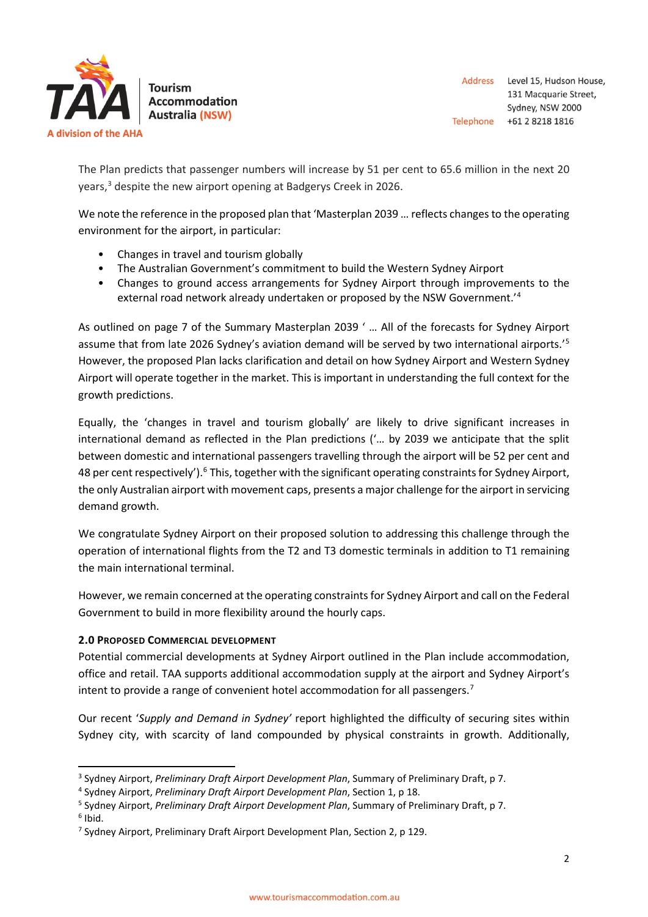The Plan predicts that passenger numbers will increase by 51 per cent to 65.6 million in the next 20 years,[3] despite the new airport opening at Badgerys Creek in 2026.

We note the reference in the proposed plan that 'Masterplan 2039 … reflects changes to the operating environment for the airport, in particular:

- Changes in travel and tourism globally
- The Australian Government's commitment to build the Western Sydney Airport
- Changes to ground access arrangements for Sydney Airport through improvements to the external road network already undertaken or proposed by the NSW Government.'[4]

As outlined on page 7 of the Summary Masterplan 2039 ' … All of the forecasts for Sydney Airport assume that from late 2026 Sydney's aviation demand will be served by two international airports.'[5] However, the proposed Plan lacks clarification and detail on how Sydney Airport and Western Sydney Airport will operate together in the market. This is important in understanding the full context for the growth predictions.

Equally, the 'changes in travel and tourism globally' are likely to drive significant increases in international demand as reflected in the Plan predictions ('… by 2039 we anticipate that the split between domestic and international passengers travelling through the airport will be 52 per cent and 48 per cent respectively').[6] This, together with the significant operating constraints for Sydney Airport, the only Australian airport with movement caps, presents a major challenge for the airport in servicing demand growth.

We congratulate Sydney Airport on their proposed solution to addressing this challenge through the operation of international flights from the T2 and T3 domestic terminals in addition to T1 remaining the main international terminal.

However, we remain concerned at the operating constraints for Sydney Airport and call on the Federal Government to build in more flexibility around the hourly caps.

### 2.0 Proposed Commercial Development

Potential commercial developments at Sydney Airport outlined in the Plan include accommodation, office and retail. TAA supports additional accommodation supply at the airport and Sydney Airport's intent to provide a range of convenient hotel accommodation for all passengers.[7]

Our recent '*Supply and Demand in Sydney'* report highlighted the difficulty of securing sites within Sydney city, with scarcity of land compounded by physical constraints in growth. Additionally,

---

[3] Sydney Airport, *Preliminary Draft Airport Development Plan*, Summary of Preliminary Draft, p 7.
[4] Sydney Airport, *Preliminary Draft Airport Development Plan*, Section 1, p 18.
[5] Sydney Airport, *Preliminary Draft Airport Development Plan*, Summary of Preliminary Draft, p 7.
[6] Ibid.
[7] Sydney Airport, Preliminary Draft Airport Development Plan, Section 2, p 129.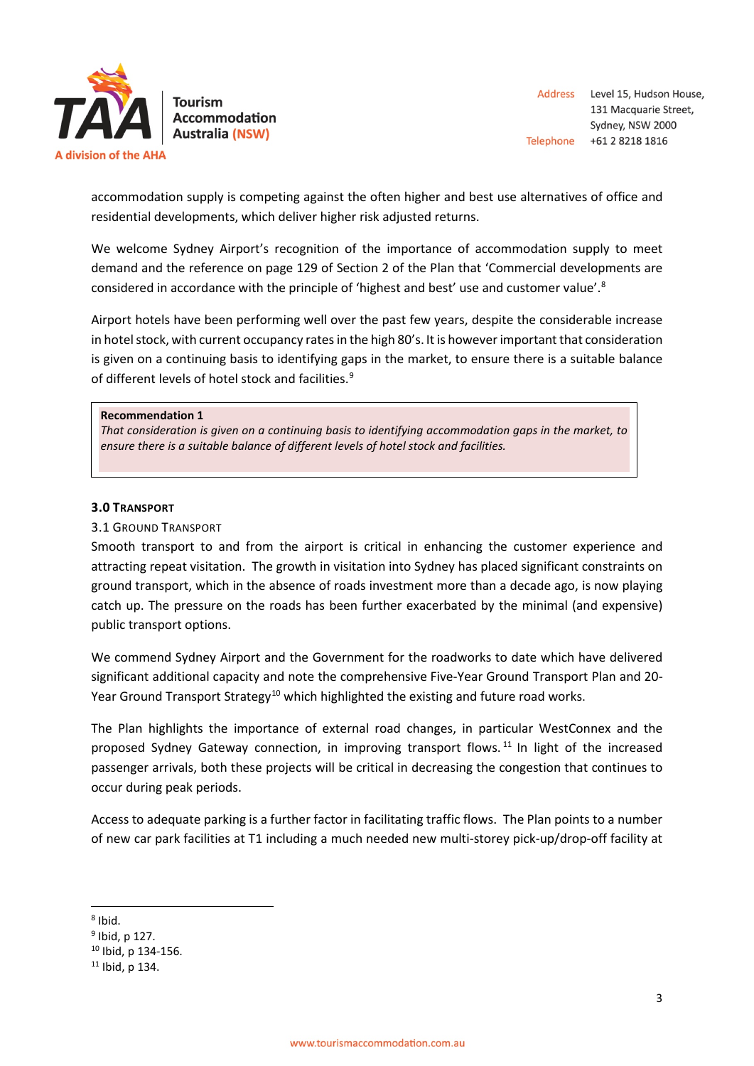accommodation supply is competing against the often higher and best use alternatives of office and residential developments, which deliver higher risk adjusted returns.

We welcome Sydney Airport's recognition of the importance of accommodation supply to meet demand and the reference on page 129 of Section 2 of the Plan that 'Commercial developments are considered in accordance with the principle of 'highest and best' use and customer value'.[8]

Airport hotels have been performing well over the past few years, despite the considerable increase in hotel stock, with current occupancy rates in the high 80's. It is however important that consideration is given on a continuing basis to identifying gaps in the market, to ensure there is a suitable balance of different levels of hotel stock and facilities.[9]

> **Recommendation 1**
> *That consideration is given on a continuing basis to identifying accommodation gaps in the market, to ensure there is a suitable balance of different levels of hotel stock and facilities.*

### 3.0 Transport

#### 3.1 Ground Transport

Smooth transport to and from the airport is critical in enhancing the customer experience and attracting repeat visitation. The growth in visitation into Sydney has placed significant constraints on ground transport, which in the absence of roads investment more than a decade ago, is now playing catch up. The pressure on the roads has been further exacerbated by the minimal (and expensive) public transport options.

We commend Sydney Airport and the Government for the roadworks to date which have delivered significant additional capacity and note the comprehensive Five-Year Ground Transport Plan and 20-Year Ground Transport Strategy[10] which highlighted the existing and future road works.

The Plan highlights the importance of external road changes, in particular WestConnex and the proposed Sydney Gateway connection, in improving transport flows.[11] In light of the increased passenger arrivals, both these projects will be critical in decreasing the congestion that continues to occur during peak periods.

Access to adequate parking is a further factor in facilitating traffic flows. The Plan points to a number of new car park facilities at T1 including a much needed new multi-storey pick-up/drop-off facility at

---

[8] Ibid.
[9] Ibid, p 127.
[10] Ibid, p 134-156.
[11] Ibid, p 134.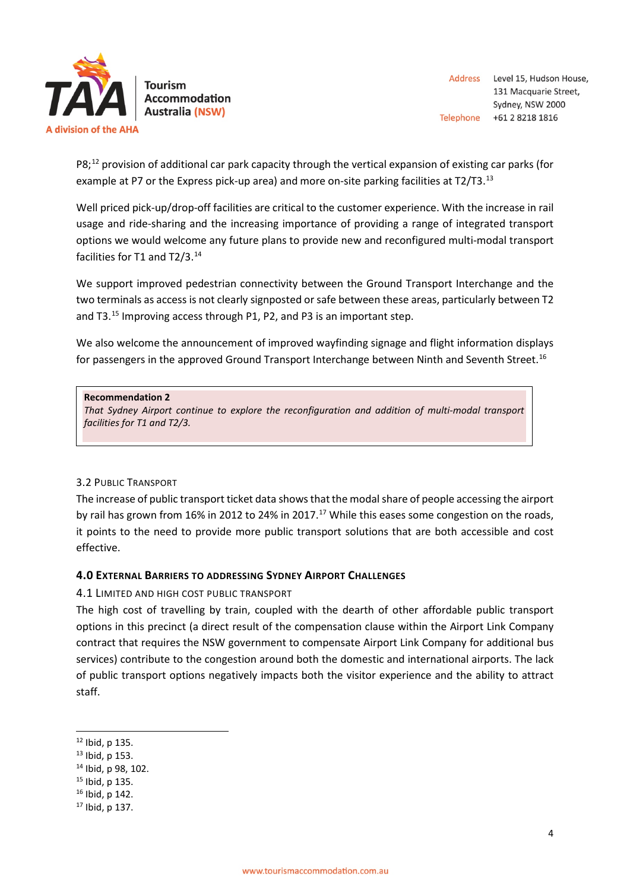P8;[12] provision of additional car park capacity through the vertical expansion of existing car parks (for example at P7 or the Express pick-up area) and more on-site parking facilities at T2/T3.[13]

Well priced pick-up/drop-off facilities are critical to the customer experience. With the increase in rail usage and ride-sharing and the increasing importance of providing a range of integrated transport options we would welcome any future plans to provide new and reconfigured multi-modal transport facilities for T1 and T2/3.[14]

We support improved pedestrian connectivity between the Ground Transport Interchange and the two terminals as access is not clearly signposted or safe between these areas, particularly between T2 and T3.[15] Improving access through P1, P2, and P3 is an important step.

We also welcome the announcement of improved wayfinding signage and flight information displays for passengers in the approved Ground Transport Interchange between Ninth and Seventh Street.[16]

> **Recommendation 2**
> *That Sydney Airport continue to explore the reconfiguration and addition of multi-modal transport facilities for T1 and T2/3.*

### 3.2 Public Transport

The increase of public transport ticket data shows that the modal share of people accessing the airport by rail has grown from 16% in 2012 to 24% in 2017.[17] While this eases some congestion on the roads, it points to the need to provide more public transport solutions that are both accessible and cost effective.

## 4.0 External Barriers to Addressing Sydney Airport Challenges

### 4.1 Limited and High Cost Public Transport

The high cost of travelling by train, coupled with the dearth of other affordable public transport options in this precinct (a direct result of the compensation clause within the Airport Link Company contract that requires the NSW government to compensate Airport Link Company for additional bus services) contribute to the congestion around both the domestic and international airports. The lack of public transport options negatively impacts both the visitor experience and the ability to attract staff.

---

[12] Ibid, p 135.
[13] Ibid, p 153.
[14] Ibid, p 98, 102.
[15] Ibid, p 135.
[16] Ibid, p 142.
[17] Ibid, p 137.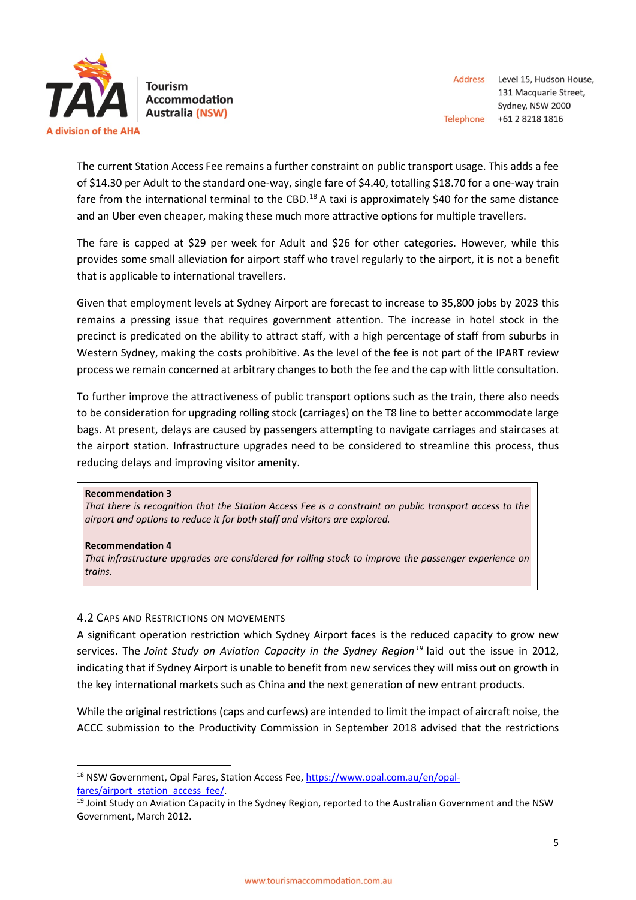The current Station Access Fee remains a further constraint on public transport usage. This adds a fee of $14.30 per Adult to the standard one-way, single fare of $4.40, totalling $18.70 for a one-way train fare from the international terminal to the CBD.[18] A taxi is approximately $40 for the same distance and an Uber even cheaper, making these much more attractive options for multiple travellers.

The fare is capped at $29 per week for Adult and $26 for other categories. However, while this provides some small alleviation for airport staff who travel regularly to the airport, it is not a benefit that is applicable to international travellers.

Given that employment levels at Sydney Airport are forecast to increase to 35,800 jobs by 2023 this remains a pressing issue that requires government attention. The increase in hotel stock in the precinct is predicated on the ability to attract staff, with a high percentage of staff from suburbs in Western Sydney, making the costs prohibitive. As the level of the fee is not part of the IPART review process we remain concerned at arbitrary changes to both the fee and the cap with little consultation.

To further improve the attractiveness of public transport options such as the train, there also needs to be consideration for upgrading rolling stock (carriages) on the T8 line to better accommodate large bags. At present, delays are caused by passengers attempting to navigate carriages and staircases at the airport station. Infrastructure upgrades need to be considered to streamline this process, thus reducing delays and improving visitor amenity.

> **Recommendation 3**
> *That there is recognition that the Station Access Fee is a constraint on public transport access to the airport and options to reduce it for both staff and visitors are explored.*
>
> **Recommendation 4**
> *That infrastructure upgrades are considered for rolling stock to improve the passenger experience on trains.*

### 4.2 Caps and Restrictions on Movements

A significant operation restriction which Sydney Airport faces is the reduced capacity to grow new services. The *Joint Study on Aviation Capacity in the Sydney Region*[19] laid out the issue in 2012, indicating that if Sydney Airport is unable to benefit from new services they will miss out on growth in the key international markets such as China and the next generation of new entrant products.

While the original restrictions (caps and curfews) are intended to limit the impact of aircraft noise, the ACCC submission to the Productivity Commission in September 2018 advised that the restrictions

---

[18] NSW Government, Opal Fares, Station Access Fee, https://www.opal.com.au/en/opal-fares/airport_station_access_fee/.

[19] Joint Study on Aviation Capacity in the Sydney Region, reported to the Australian Government and the NSW Government, March 2012.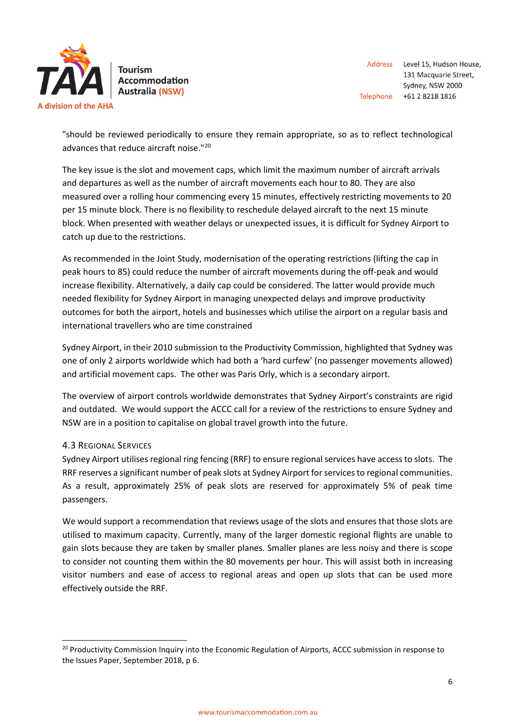"should be reviewed periodically to ensure they remain appropriate, so as to reflect technological advances that reduce aircraft noise."[20]

The key issue is the slot and movement caps, which limit the maximum number of aircraft arrivals and departures as well as the number of aircraft movements each hour to 80. They are also measured over a rolling hour commencing every 15 minutes, effectively restricting movements to 20 per 15 minute block. There is no flexibility to reschedule delayed aircraft to the next 15 minute block. When presented with weather delays or unexpected issues, it is difficult for Sydney Airport to catch up due to the restrictions.

As recommended in the Joint Study, modernisation of the operating restrictions (lifting the cap in peak hours to 85) could reduce the number of aircraft movements during the off-peak and would increase flexibility. Alternatively, a daily cap could be considered. The latter would provide much needed flexibility for Sydney Airport in managing unexpected delays and improve productivity outcomes for both the airport, hotels and businesses which utilise the airport on a regular basis and international travellers who are time constrained

Sydney Airport, in their 2010 submission to the Productivity Commission, highlighted that Sydney was one of only 2 airports worldwide which had both a 'hard curfew' (no passenger movements allowed) and artificial movement caps. The other was Paris Orly, which is a secondary airport.

The overview of airport controls worldwide demonstrates that Sydney Airport's constraints are rigid and outdated. We would support the ACCC call for a review of the restrictions to ensure Sydney and NSW are in a position to capitalise on global travel growth into the future.

### 4.3 Regional Services

Sydney Airport utilises regional ring fencing (RRF) to ensure regional services have access to slots. The RRF reserves a significant number of peak slots at Sydney Airport for services to regional communities. As a result, approximately 25% of peak slots are reserved for approximately 5% of peak time passengers.

We would support a recommendation that reviews usage of the slots and ensures that those slots are utilised to maximum capacity. Currently, many of the larger domestic regional flights are unable to gain slots because they are taken by smaller planes. Smaller planes are less noisy and there is scope to consider not counting them within the 80 movements per hour. This will assist both in increasing visitor numbers and ease of access to regional areas and open up slots that can be used more effectively outside the RRF.

[20] Productivity Commission Inquiry into the Economic Regulation of Airports, ACCC submission in response to the Issues Paper, September 2018, p 6.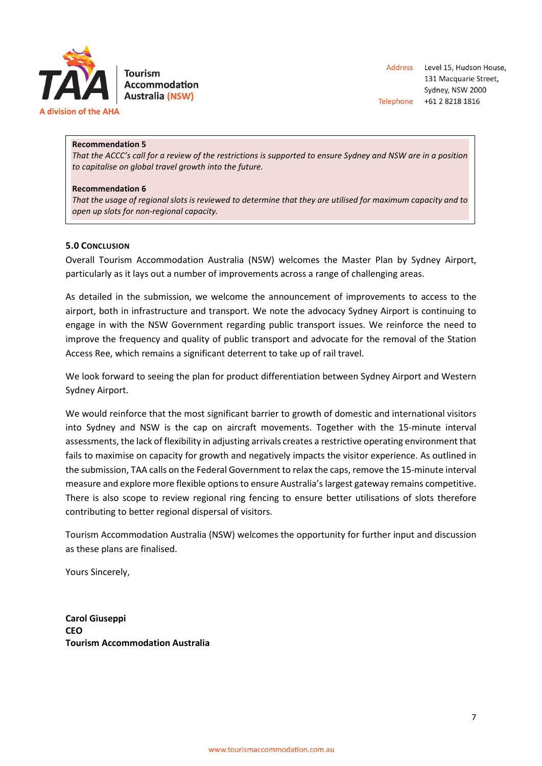**Recommendation 5**

*That the ACCC's call for a review of the restrictions is supported to ensure Sydney and NSW are in a position to capitalise on global travel growth into the future.*

**Recommendation 6**

*That the usage of regional slots is reviewed to determine that they are utilised for maximum capacity and to open up slots for non-regional capacity.*

## 5.0 Conclusion

Overall Tourism Accommodation Australia (NSW) welcomes the Master Plan by Sydney Airport, particularly as it lays out a number of improvements across a range of challenging areas.

As detailed in the submission, we welcome the announcement of improvements to access to the airport, both in infrastructure and transport. We note the advocacy Sydney Airport is continuing to engage in with the NSW Government regarding public transport issues. We reinforce the need to improve the frequency and quality of public transport and advocate for the removal of the Station Access Ree, which remains a significant deterrent to take up of rail travel.

We look forward to seeing the plan for product differentiation between Sydney Airport and Western Sydney Airport.

We would reinforce that the most significant barrier to growth of domestic and international visitors into Sydney and NSW is the cap on aircraft movements. Together with the 15-minute interval assessments, the lack of flexibility in adjusting arrivals creates a restrictive operating environment that fails to maximise on capacity for growth and negatively impacts the visitor experience. As outlined in the submission, TAA calls on the Federal Government to relax the caps, remove the 15-minute interval measure and explore more flexible options to ensure Australia's largest gateway remains competitive. There is also scope to review regional ring fencing to ensure better utilisations of slots therefore contributing to better regional dispersal of visitors.

Tourism Accommodation Australia (NSW) welcomes the opportunity for further input and discussion as these plans are finalised.

Yours Sincerely,

**Carol Giuseppi**
**CEO**
**Tourism Accommodation Australia**